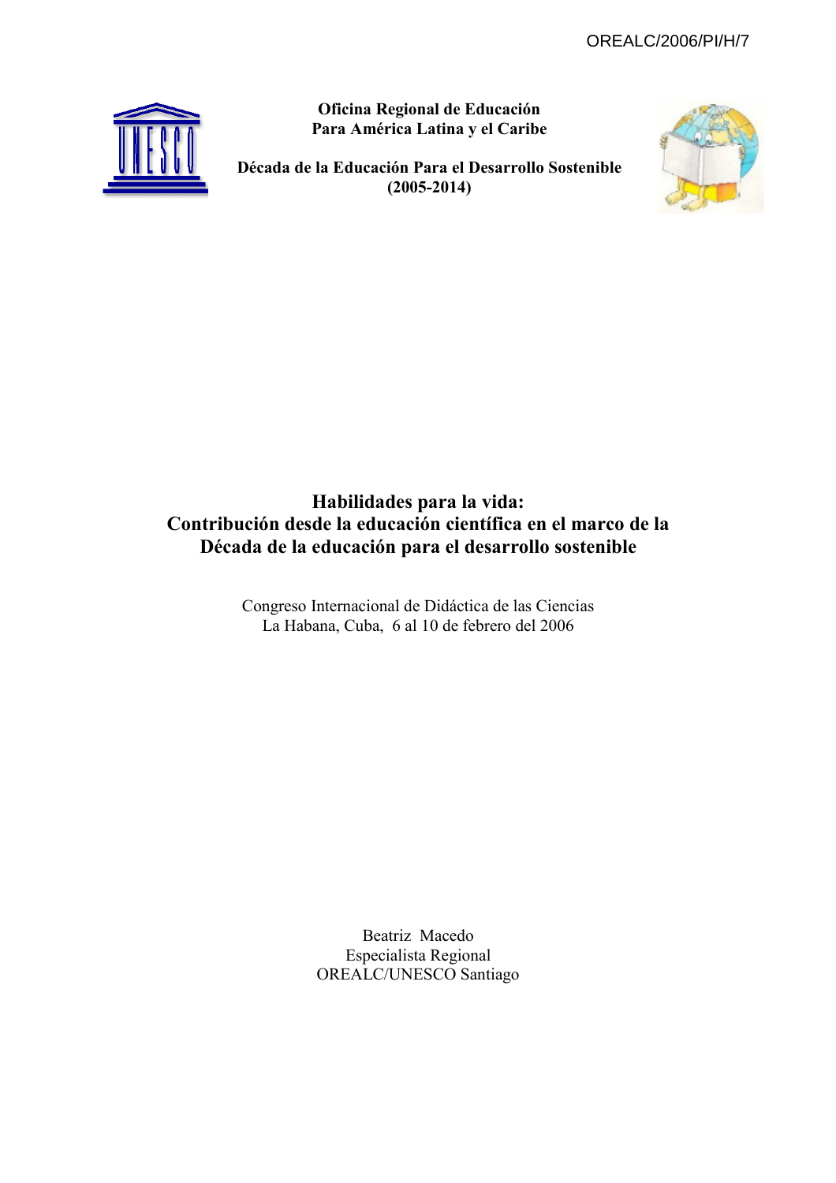OREALC/2006/PI/H/7

**Oficina Regional de Educación**
**Para América Latina y el Caribe**

**Década de la Educación Para el Desarrollo Sostenible**
**(2005-2014)**

# Habilidades para la vida: Contribución desde la educación científica en el marco de la Década de la educación para el desarrollo sostenible

Congreso Internacional de Didáctica de las Ciencias
La Habana, Cuba, 6 al 10 de febrero del 2006

Beatriz Macedo
Especialista Regional
OREALC/UNESCO Santiago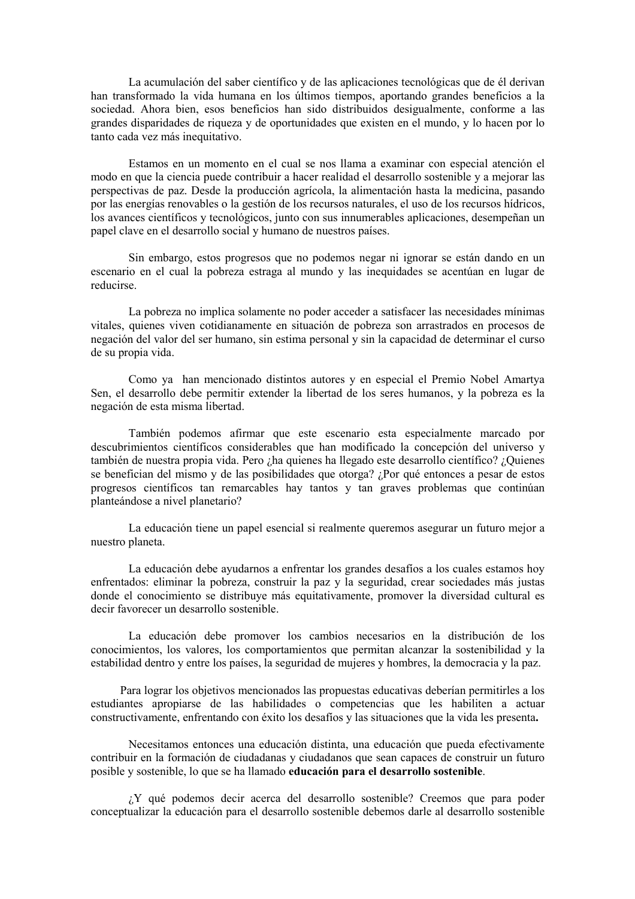La acumulación del saber científico y de las aplicaciones tecnológicas que de él derivan han transformado la vida humana en los últimos tiempos, aportando grandes beneficios a la sociedad. Ahora bien, esos beneficios han sido distribuidos desigualmente, conforme a las grandes disparidades de riqueza y de oportunidades que existen en el mundo, y lo hacen por lo tanto cada vez más inequitativo.

Estamos en un momento en el cual se nos llama a examinar con especial atención el modo en que la ciencia puede contribuir a hacer realidad el desarrollo sostenible y a mejorar las perspectivas de paz. Desde la producción agrícola, la alimentación hasta la medicina, pasando por las energías renovables o la gestión de los recursos naturales, el uso de los recursos hídricos, los avances científicos y tecnológicos, junto con sus innumerables aplicaciones, desempeñan un papel clave en el desarrollo social y humano de nuestros países.

Sin embargo, estos progresos que no podemos negar ni ignorar se están dando en un escenario en el cual la pobreza estraga al mundo y las inequidades se acentúan en lugar de reducirse.

La pobreza no implica solamente no poder acceder a satisfacer las necesidades mínimas vitales, quienes viven cotidianamente en situación de pobreza son arrastrados en procesos de negación del valor del ser humano, sin estima personal y sin la capacidad de determinar el curso de su propia vida.

Como ya han mencionado distintos autores y en especial el Premio Nobel Amartya Sen, el desarrollo debe permitir extender la libertad de los seres humanos, y la pobreza es la negación de esta misma libertad.

También podemos afirmar que este escenario esta especialmente marcado por descubrimientos científicos considerables que han modificado la concepción del universo y también de nuestra propia vida. Pero ¿ha quienes ha llegado este desarrollo científico? ¿Quienes se benefician del mismo y de las posibilidades que otorga? ¿Por qué entonces a pesar de estos progresos científicos tan remarcables hay tantos y tan graves problemas que continúan planteándose a nivel planetario?

La educación tiene un papel esencial si realmente queremos asegurar un futuro mejor a nuestro planeta.

La educación debe ayudarnos a enfrentar los grandes desafíos a los cuales estamos hoy enfrentados: eliminar la pobreza, construir la paz y la seguridad, crear sociedades más justas donde el conocimiento se distribuye más equitativamente, promover la diversidad cultural es decir favorecer un desarrollo sostenible.

La educación debe promover los cambios necesarios en la distribución de los conocimientos, los valores, los comportamientos que permitan alcanzar la sostenibilidad y la estabilidad dentro y entre los países, la seguridad de mujeres y hombres, la democracia y la paz.

Para lograr los objetivos mencionados las propuestas educativas deberían permitirles a los estudiantes apropiarse de las habilidades o competencias que les habiliten a actuar constructivamente, enfrentando con éxito los desafíos y las situaciones que la vida les presenta.

Necesitamos entonces una educación distinta, una educación que pueda efectivamente contribuir en la formación de ciudadanas y ciudadanos que sean capaces de construir un futuro posible y sostenible, lo que se ha llamado **educación para el desarrollo sostenible**.

¿Y qué podemos decir acerca del desarrollo sostenible? Creemos que para poder conceptualizar la educación para el desarrollo sostenible debemos darle al desarrollo sostenible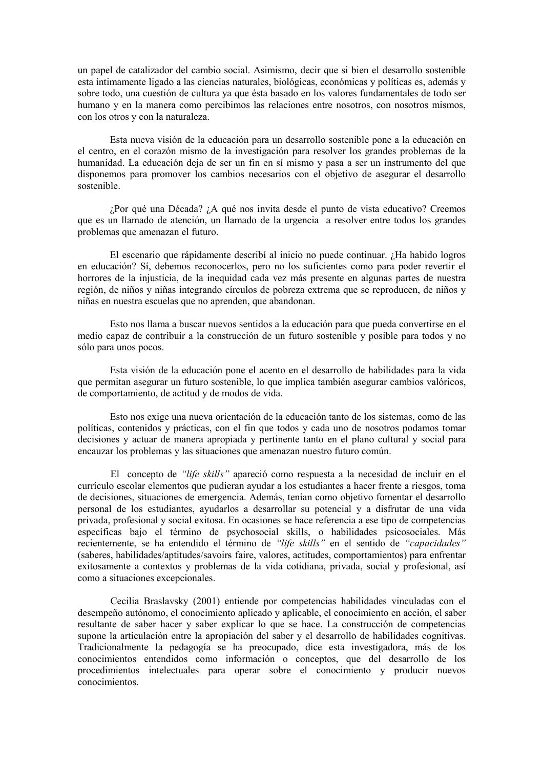un papel de catalizador del cambio social. Asimismo, decir que si bien el desarrollo sostenible esta íntimamente ligado a las ciencias naturales, biológicas, económicas y políticas es, además y sobre todo, una cuestión de cultura ya que ésta basado en los valores fundamentales de todo ser humano y en la manera como percibimos las relaciones entre nosotros, con nosotros mismos, con los otros y con la naturaleza.

Esta nueva visión de la educación para un desarrollo sostenible pone a la educación en el centro, en el corazón mismo de la investigación para resolver los grandes problemas de la humanidad. La educación deja de ser un fin en sí mismo y pasa a ser un instrumento del que disponemos para promover los cambios necesarios con el objetivo de asegurar el desarrollo sostenible.

¿Por qué una Década? ¿A qué nos invita desde el punto de vista educativo? Creemos que es un llamado de atención, un llamado de la urgencia a resolver entre todos los grandes problemas que amenazan el futuro.

El escenario que rápidamente describí al inicio no puede continuar. ¿Ha habido logros en educación? Sí, debemos reconocerlos, pero no los suficientes como para poder revertir el horrores de la injusticia, de la inequidad cada vez más presente en algunas partes de nuestra región, de niños y niñas integrando círculos de pobreza extrema que se reproducen, de niños y niñas en nuestra escuelas que no aprenden, que abandonan.

Esto nos llama a buscar nuevos sentidos a la educación para que pueda convertirse en el medio capaz de contribuir a la construcción de un futuro sostenible y posible para todos y no sólo para unos pocos.

Esta visión de la educación pone el acento en el desarrollo de habilidades para la vida que permitan asegurar un futuro sostenible, lo que implica también asegurar cambios valóricos, de comportamiento, de actitud y de modos de vida.

Esto nos exige una nueva orientación de la educación tanto de los sistemas, como de las políticas, contenidos y prácticas, con el fin que todos y cada uno de nosotros podamos tomar decisiones y actuar de manera apropiada y pertinente tanto en el plano cultural y social para encauzar los problemas y las situaciones que amenazan nuestro futuro común.

El concepto de *"life skills"* apareció como respuesta a la necesidad de incluir en el currículo escolar elementos que pudieran ayudar a los estudiantes a hacer frente a riesgos, toma de decisiones, situaciones de emergencia. Además, tenían como objetivo fomentar el desarrollo personal de los estudiantes, ayudarlos a desarrollar su potencial y a disfrutar de una vida privada, profesional y social exitosa. En ocasiones se hace referencia a ese tipo de competencias específicas bajo el término de psychosocial skills, o habilidades psicosociales. Más recientemente, se ha entendido el término de *"life skills"* en el sentido de *"capacidades"* (saberes, habilidades/aptitudes/savoirs faire, valores, actitudes, comportamientos) para enfrentar exitosamente a contextos y problemas de la vida cotidiana, privada, social y profesional, así como a situaciones excepcionales.

Cecilia Braslavsky (2001) entiende por competencias habilidades vinculadas con el desempeño autónomo, el conocimiento aplicado y aplicable, el conocimiento en acción, el saber resultante de saber hacer y saber explicar lo que se hace. La construcción de competencias supone la articulación entre la apropiación del saber y el desarrollo de habilidades cognitivas. Tradicionalmente la pedagogía se ha preocupado, dice esta investigadora, más de los conocimientos entendidos como información o conceptos, que del desarrollo de los procedimientos intelectuales para operar sobre el conocimiento y producir nuevos conocimientos.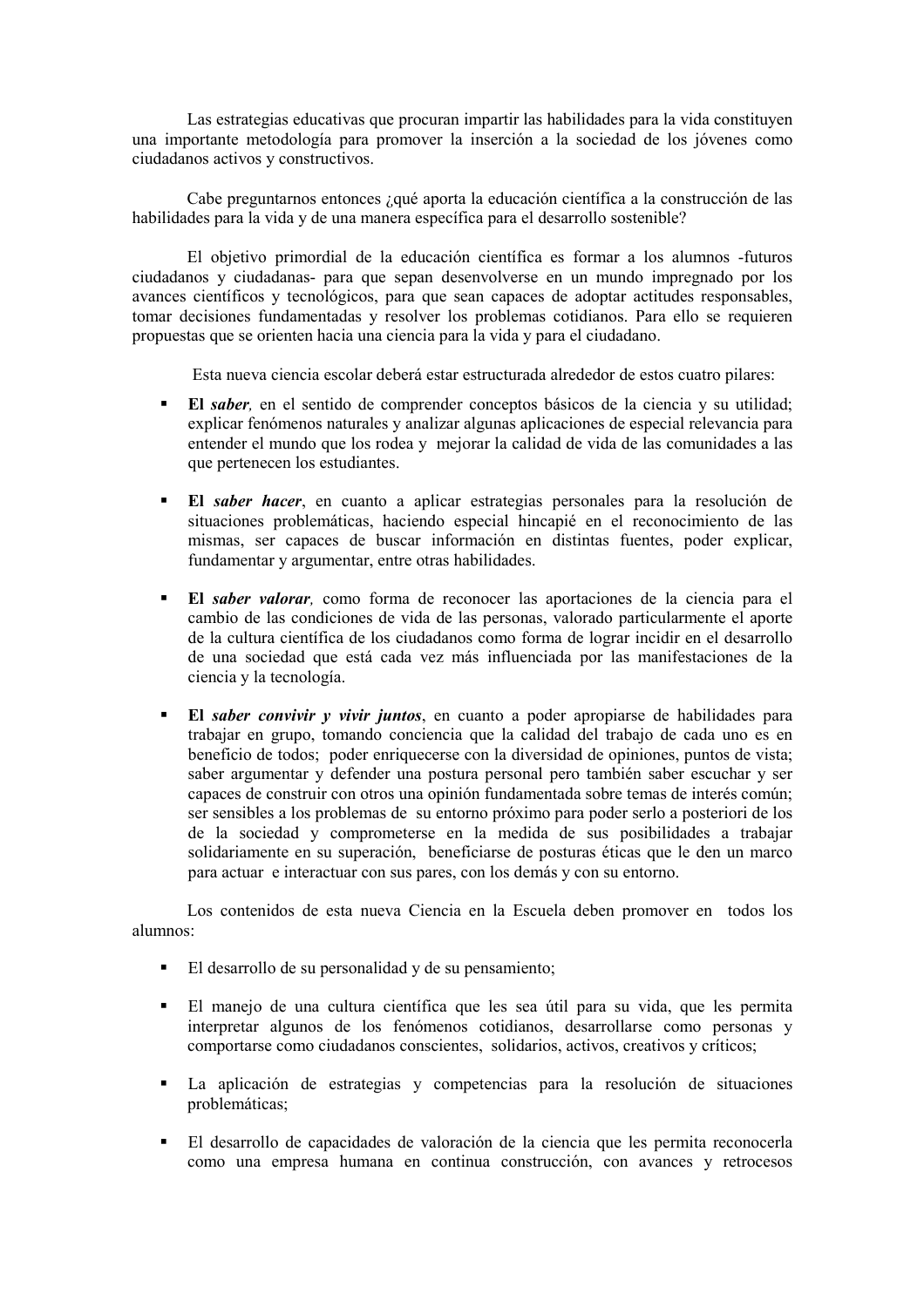Las estrategias educativas que procuran impartir las habilidades para la vida constituyen una importante metodología para promover la inserción a la sociedad de los jóvenes como ciudadanos activos y constructivos.

Cabe preguntarnos entonces ¿qué aporta la educación científica a la construcción de las habilidades para la vida y de una manera específica para el desarrollo sostenible?

El objetivo primordial de la educación científica es formar a los alumnos -futuros ciudadanos y ciudadanas- para que sepan desenvolverse en un mundo impregnado por los avances científicos y tecnológicos, para que sean capaces de adoptar actitudes responsables, tomar decisiones fundamentadas y resolver los problemas cotidianos. Para ello se requieren propuestas que se orienten hacia una ciencia para la vida y para el ciudadano.

Esta nueva ciencia escolar deberá estar estructurada alrededor de estos cuatro pilares:

- **El *saber*,** en el sentido de comprender conceptos básicos de la ciencia y su utilidad; explicar fenómenos naturales y analizar algunas aplicaciones de especial relevancia para entender el mundo que los rodea y mejorar la calidad de vida de las comunidades a las que pertenecen los estudiantes.

- **El *saber hacer***, en cuanto a aplicar estrategias personales para la resolución de situaciones problemáticas, haciendo especial hincapié en el reconocimiento de las mismas, ser capaces de buscar información en distintas fuentes, poder explicar, fundamentar y argumentar, entre otras habilidades.

- **El *saber valorar*,** como forma de reconocer las aportaciones de la ciencia para el cambio de las condiciones de vida de las personas, valorado particularmente el aporte de la cultura científica de los ciudadanos como forma de lograr incidir en el desarrollo de una sociedad que está cada vez más influenciada por las manifestaciones de la ciencia y la tecnología.

- **El *saber convivir y vivir juntos***, en cuanto a poder apropiarse de habilidades para trabajar en grupo, tomando conciencia que la calidad del trabajo de cada uno es en beneficio de todos; poder enriquecerse con la diversidad de opiniones, puntos de vista; saber argumentar y defender una postura personal pero también saber escuchar y ser capaces de construir con otros una opinión fundamentada sobre temas de interés común; ser sensibles a los problemas de su entorno próximo para poder serlo a posteriori de los de la sociedad y comprometerse en la medida de sus posibilidades a trabajar solidariamente en su superación, beneficiarse de posturas éticas que le den un marco para actuar e interactuar con sus pares, con los demás y con su entorno.

Los contenidos de esta nueva Ciencia en la Escuela deben promover en todos los alumnos:

- El desarrollo de su personalidad y de su pensamiento;

- El manejo de una cultura científica que les sea útil para su vida, que les permita interpretar algunos de los fenómenos cotidianos, desarrollarse como personas y comportarse como ciudadanos conscientes, solidarios, activos, creativos y críticos;

- La aplicación de estrategias y competencias para la resolución de situaciones problemáticas;

- El desarrollo de capacidades de valoración de la ciencia que les permita reconocerla como una empresa humana en continua construcción, con avances y retrocesos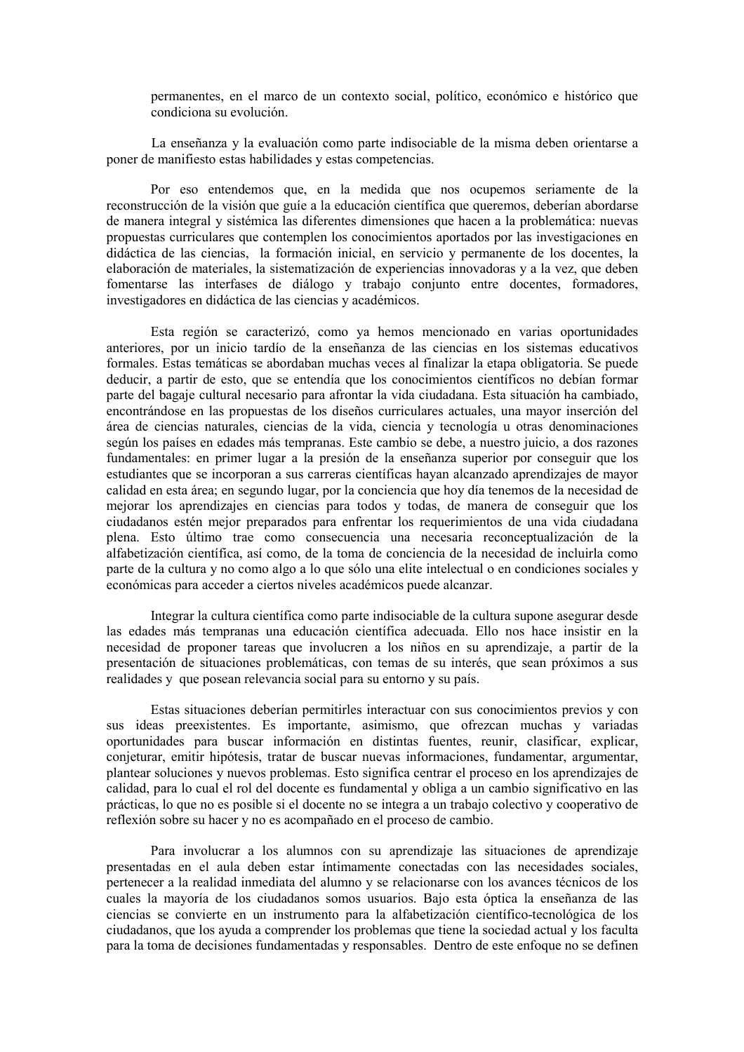permanentes, en el marco de un contexto social, político, económico e histórico que condiciona su evolución.

La enseñanza y la evaluación como parte indisociable de la misma deben orientarse a poner de manifiesto estas habilidades y estas competencias.

Por eso entendemos que, en la medida que nos ocupemos seriamente de la reconstrucción de la visión que guíe a la educación científica que queremos, deberían abordarse de manera integral y sistémica las diferentes dimensiones que hacen a la problemática: nuevas propuestas curriculares que contemplen los conocimientos aportados por las investigaciones en didáctica de las ciencias, la formación inicial, en servicio y permanente de los docentes, la elaboración de materiales, la sistematización de experiencias innovadoras y a la vez, que deben fomentarse las interfases de diálogo y trabajo conjunto entre docentes, formadores, investigadores en didáctica de las ciencias y académicos.

Esta región se caracterizó, como ya hemos mencionado en varias oportunidades anteriores, por un inicio tardío de la enseñanza de las ciencias en los sistemas educativos formales. Estas temáticas se abordaban muchas veces al finalizar la etapa obligatoria. Se puede deducir, a partir de esto, que se entendía que los conocimientos científicos no debían formar parte del bagaje cultural necesario para afrontar la vida ciudadana. Esta situación ha cambiado, encontrándose en las propuestas de los diseños curriculares actuales, una mayor inserción del área de ciencias naturales, ciencias de la vida, ciencia y tecnología u otras denominaciones según los países en edades más tempranas. Este cambio se debe, a nuestro juicio, a dos razones fundamentales: en primer lugar a la presión de la enseñanza superior por conseguir que los estudiantes que se incorporan a sus carreras científicas hayan alcanzado aprendizajes de mayor calidad en esta área; en segundo lugar, por la conciencia que hoy día tenemos de la necesidad de mejorar los aprendizajes en ciencias para todos y todas, de manera de conseguir que los ciudadanos estén mejor preparados para enfrentar los requerimientos de una vida ciudadana plena. Esto último trae como consecuencia una necesaria reconceptualización de la alfabetización científica, así como, de la toma de conciencia de la necesidad de incluirla como parte de la cultura y no como algo a lo que sólo una elite intelectual o en condiciones sociales y económicas para acceder a ciertos niveles académicos puede alcanzar.

Integrar la cultura científica como parte indisociable de la cultura supone asegurar desde las edades más tempranas una educación científica adecuada. Ello nos hace insistir en la necesidad de proponer tareas que involucren a los niños en su aprendizaje, a partir de la presentación de situaciones problemáticas, con temas de su interés, que sean próximos a sus realidades y que posean relevancia social para su entorno y su país.

Estas situaciones deberían permitirles interactuar con sus conocimientos previos y con sus ideas preexistentes. Es importante, asimismo, que ofrezcan muchas y variadas oportunidades para buscar información en distintas fuentes, reunir, clasificar, explicar, conjeturar, emitir hipótesis, tratar de buscar nuevas informaciones, fundamentar, argumentar, plantear soluciones y nuevos problemas. Esto significa centrar el proceso en los aprendizajes de calidad, para lo cual el rol del docente es fundamental y obliga a un cambio significativo en las prácticas, lo que no es posible si el docente no se integra a un trabajo colectivo y cooperativo de reflexión sobre su hacer y no es acompañado en el proceso de cambio.

Para involucrar a los alumnos con su aprendizaje las situaciones de aprendizaje presentadas en el aula deben estar íntimamente conectadas con las necesidades sociales, pertenecer a la realidad inmediata del alumno y se relacionarse con los avances técnicos de los cuales la mayoría de los ciudadanos somos usuarios. Bajo esta óptica la enseñanza de las ciencias se convierte en un instrumento para la alfabetización científico-tecnológica de los ciudadanos, que los ayuda a comprender los problemas que tiene la sociedad actual y los faculta para la toma de decisiones fundamentadas y responsables. Dentro de este enfoque no se definen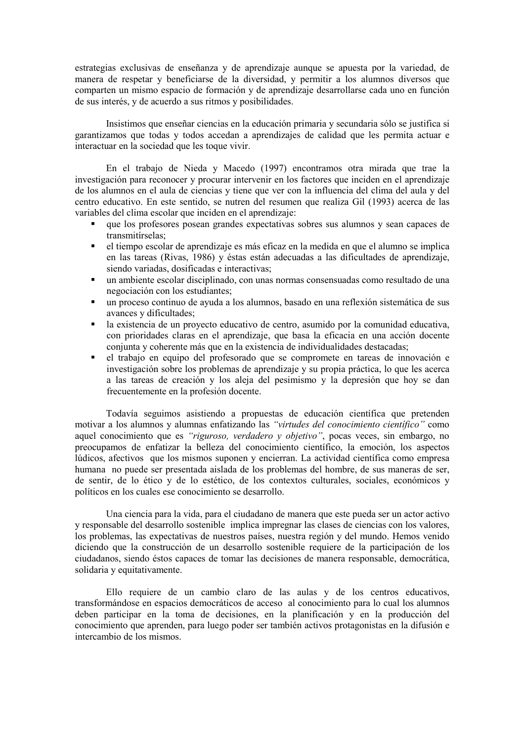estrategias exclusivas de enseñanza y de aprendizaje aunque se apuesta por la variedad, de manera de respetar y beneficiarse de la diversidad, y permitir a los alumnos diversos que comparten un mismo espacio de formación y de aprendizaje desarrollarse cada uno en función de sus interés, y de acuerdo a sus ritmos y posibilidades.

Insistimos que enseñar ciencias en la educación primaria y secundaria sólo se justifica si garantizamos que todas y todos accedan a aprendizajes de calidad que les permita actuar e interactuar en la sociedad que les toque vivir.

En el trabajo de Nieda y Macedo (1997) encontramos otra mirada que trae la investigación para reconocer y procurar intervenir en los factores que inciden en el aprendizaje de los alumnos en el aula de ciencias y tiene que ver con la influencia del clima del aula y del centro educativo. En este sentido, se nutren del resumen que realiza Gil (1993) acerca de las variables del clima escolar que inciden en el aprendizaje:

- que los profesores posean grandes expectativas sobres sus alumnos y sean capaces de transmitírselas;
- el tiempo escolar de aprendizaje es más eficaz en la medida en que el alumno se implica en las tareas (Rivas, 1986) y éstas están adecuadas a las dificultades de aprendizaje, siendo variadas, dosificadas e interactivas;
- un ambiente escolar disciplinado, con unas normas consensuadas como resultado de una negociación con los estudiantes;
- un proceso continuo de ayuda a los alumnos, basado en una reflexión sistemática de sus avances y dificultades;
- la existencia de un proyecto educativo de centro, asumido por la comunidad educativa, con prioridades claras en el aprendizaje, que basa la eficacia en una acción docente conjunta y coherente más que en la existencia de individualidades destacadas;
- el trabajo en equipo del profesorado que se compromete en tareas de innovación e investigación sobre los problemas de aprendizaje y su propia práctica, lo que les acerca a las tareas de creación y los aleja del pesimismo y la depresión que hoy se dan frecuentemente en la profesión docente.

Todavía seguimos asistiendo a propuestas de educación científica que pretenden motivar a los alumnos y alumnas enfatizando las *"virtudes del conocimiento científico"* como aquel conocimiento que es *"riguroso, verdadero y objetivo"*, pocas veces, sin embargo, no preocupamos de enfatizar la belleza del conocimiento científico, la emoción, los aspectos lúdicos, afectivos que los mismos suponen y encierran. La actividad científica como empresa humana no puede ser presentada aislada de los problemas del hombre, de sus maneras de ser, de sentir, de lo ético y de lo estético, de los contextos culturales, sociales, económicos y políticos en los cuales ese conocimiento se desarrollo.

Una ciencia para la vida, para el ciudadano de manera que este pueda ser un actor activo y responsable del desarrollo sostenible implica impregnar las clases de ciencias con los valores, los problemas, las expectativas de nuestros países, nuestra región y del mundo. Hemos venido diciendo que la construcción de un desarrollo sostenible requiere de la participación de los ciudadanos, siendo éstos capaces de tomar las decisiones de manera responsable, democrática, solidaria y equitativamente.

Ello requiere de un cambio claro de las aulas y de los centros educativos, transformándose en espacios democráticos de acceso al conocimiento para lo cual los alumnos deben participar en la toma de decisiones, en la planificación y en la producción del conocimiento que aprenden, para luego poder ser también activos protagonistas en la difusión e intercambio de los mismos.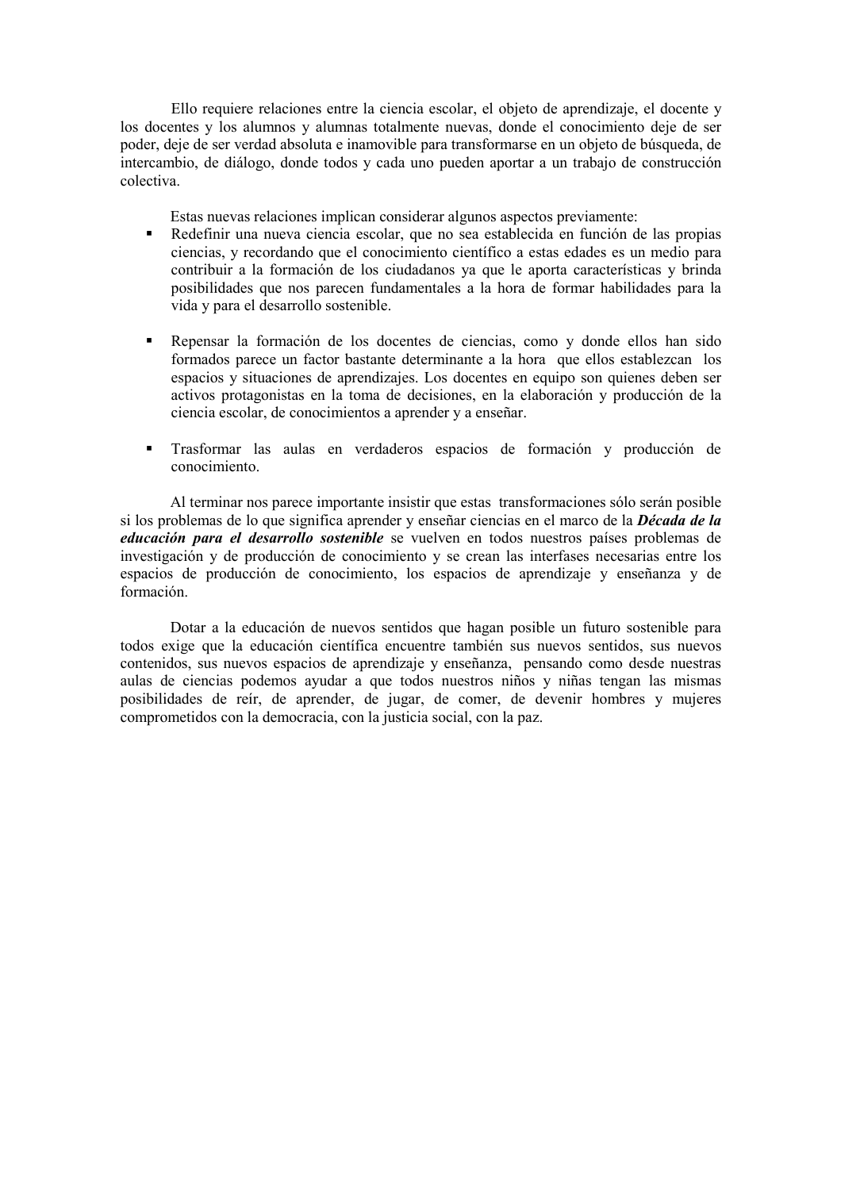Ello requiere relaciones entre la ciencia escolar, el objeto de aprendizaje, el docente y los docentes y los alumnos y alumnas totalmente nuevas, donde el conocimiento deje de ser poder, deje de ser verdad absoluta e inamovible para transformarse en un objeto de búsqueda, de intercambio, de diálogo, donde todos y cada uno pueden aportar a un trabajo de construcción colectiva.

Estas nuevas relaciones implican considerar algunos aspectos previamente:

- Redefinir una nueva ciencia escolar, que no sea establecida en función de las propias ciencias, y recordando que el conocimiento científico a estas edades es un medio para contribuir a la formación de los ciudadanos ya que le aporta características y brinda posibilidades que nos parecen fundamentales a la hora de formar habilidades para la vida y para el desarrollo sostenible.

- Repensar la formación de los docentes de ciencias, como y donde ellos han sido formados parece un factor bastante determinante a la hora que ellos establezcan los espacios y situaciones de aprendizajes. Los docentes en equipo son quienes deben ser activos protagonistas en la toma de decisiones, en la elaboración y producción de la ciencia escolar, de conocimientos a aprender y a enseñar.

- Trasformar las aulas en verdaderos espacios de formación y producción de conocimiento.

Al terminar nos parece importante insistir que estas transformaciones sólo serán posible si los problemas de lo que significa aprender y enseñar ciencias en el marco de la ***Década de la educación para el desarrollo sostenible*** se vuelven en todos nuestros países problemas de investigación y de producción de conocimiento y se crean las interfases necesarias entre los espacios de producción de conocimiento, los espacios de aprendizaje y enseñanza y de formación.

Dotar a la educación de nuevos sentidos que hagan posible un futuro sostenible para todos exige que la educación científica encuentre también sus nuevos sentidos, sus nuevos contenidos, sus nuevos espacios de aprendizaje y enseñanza, pensando como desde nuestras aulas de ciencias podemos ayudar a que todos nuestros niños y niñas tengan las mismas posibilidades de reír, de aprender, de jugar, de comer, de devenir hombres y mujeres comprometidos con la democracia, con la justicia social, con la paz.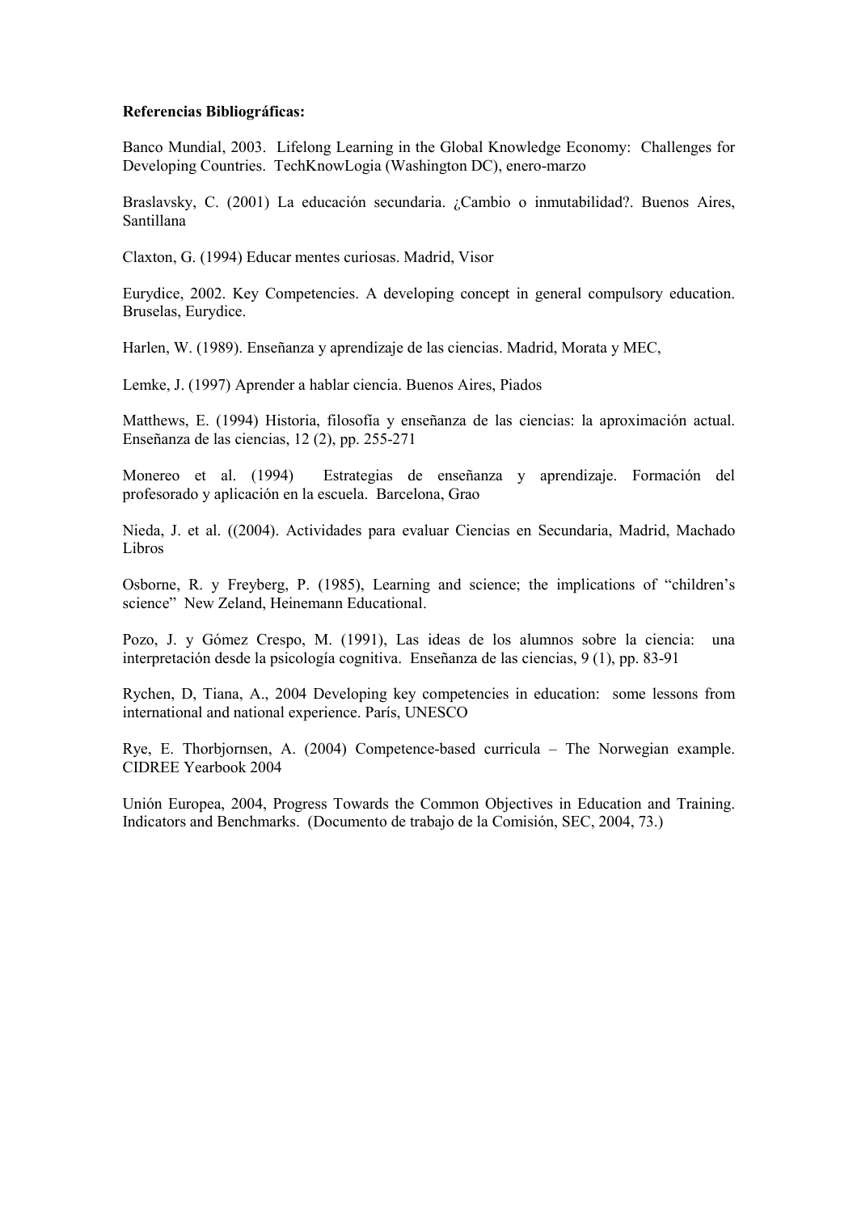**Referencias Bibliográficas:**

Banco Mundial, 2003. Lifelong Learning in the Global Knowledge Economy: Challenges for Developing Countries. TechKnowLogia (Washington DC), enero-marzo

Braslavsky, C. (2001) La educación secundaria. ¿Cambio o inmutabilidad?. Buenos Aires, Santillana

Claxton, G. (1994) Educar mentes curiosas. Madrid, Visor

Eurydice, 2002. Key Competencies. A developing concept in general compulsory education. Bruselas, Eurydice.

Harlen, W. (1989). Enseñanza y aprendizaje de las ciencias. Madrid, Morata y MEC,

Lemke, J. (1997) Aprender a hablar ciencia. Buenos Aires, Piados

Matthews, E. (1994) Historia, filosofía y enseñanza de las ciencias: la aproximación actual. Enseñanza de las ciencias, 12 (2), pp. 255-271

Monereo et al. (1994) Estrategias de enseñanza y aprendizaje. Formación del profesorado y aplicación en la escuela. Barcelona, Grao

Nieda, J. et al. ((2004). Actividades para evaluar Ciencias en Secundaria, Madrid, Machado Libros

Osborne, R. y Freyberg, P. (1985), Learning and science; the implications of "children's science" New Zeland, Heinemann Educational.

Pozo, J. y Gómez Crespo, M. (1991), Las ideas de los alumnos sobre la ciencia: una interpretación desde la psicología cognitiva. Enseñanza de las ciencias, 9 (1), pp. 83-91

Rychen, D, Tiana, A., 2004 Developing key competencies in education: some lessons from international and national experience. París, UNESCO

Rye, E. Thorbjornsen, A. (2004) Competence-based curricula – The Norwegian example. CIDREE Yearbook 2004

Unión Europea, 2004, Progress Towards the Common Objectives in Education and Training. Indicators and Benchmarks. (Documento de trabajo de la Comisión, SEC, 2004, 73.)